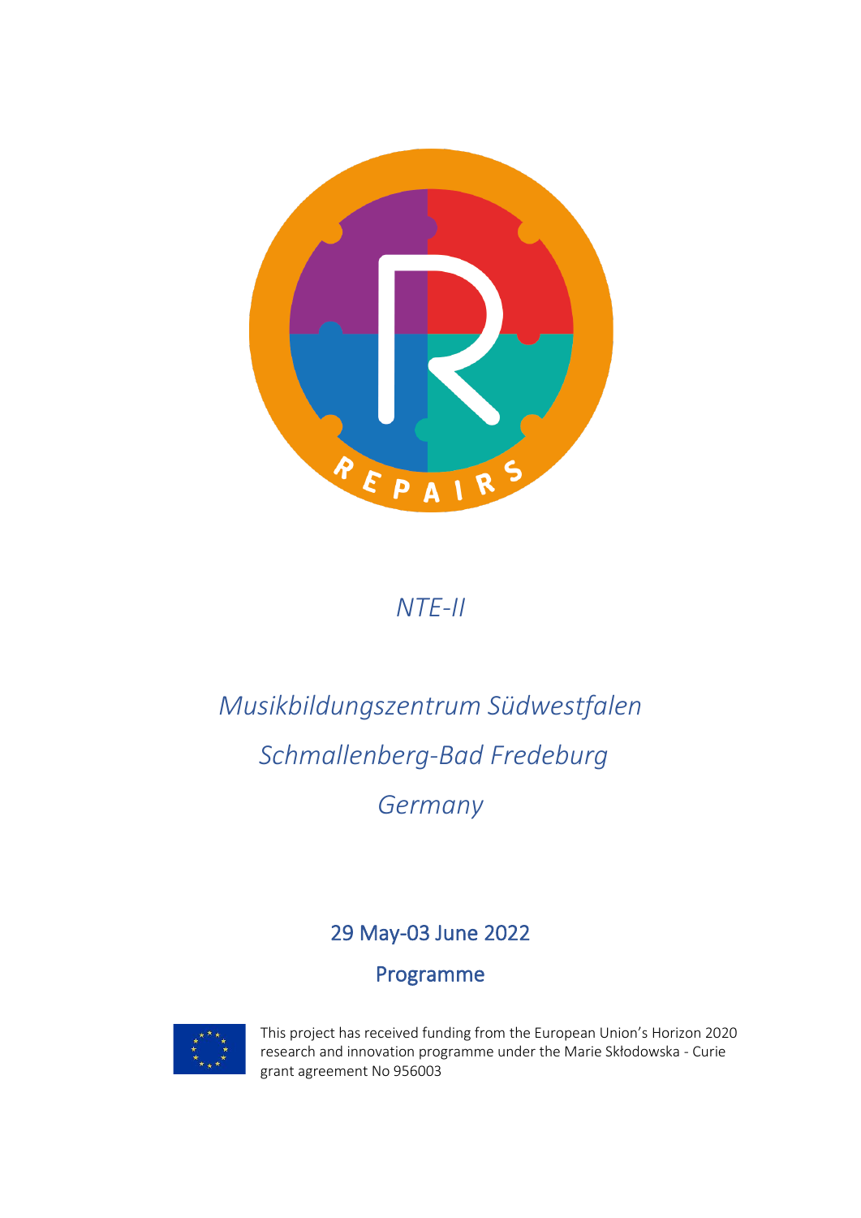REPAIRS

*NTE-II*

*Musikbildungszentrum Südwestfalen*

*Schmallenberg-Bad Fredeburg*

*Germany*

## 29 May-03 June 2022

## Programme

This project has received funding from the European Union's Horizon 2020 research and innovation programme under the Marie Skłodowska - Curie grant agreement No 956003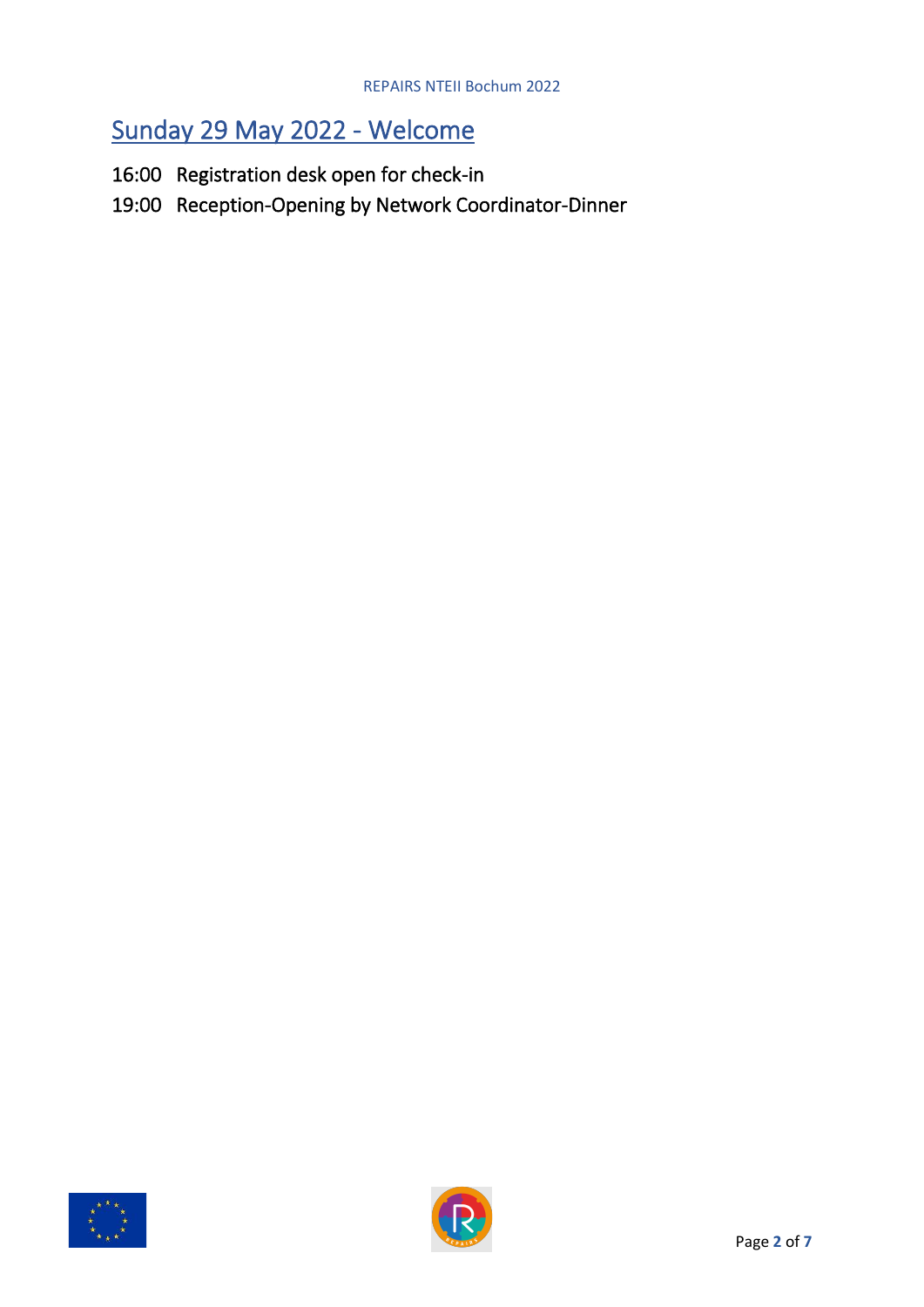## Sunday 29 May 2022 - Welcome

16:00 Registration desk open for check-in

19:00 Reception-Opening by Network Coordinator-Dinner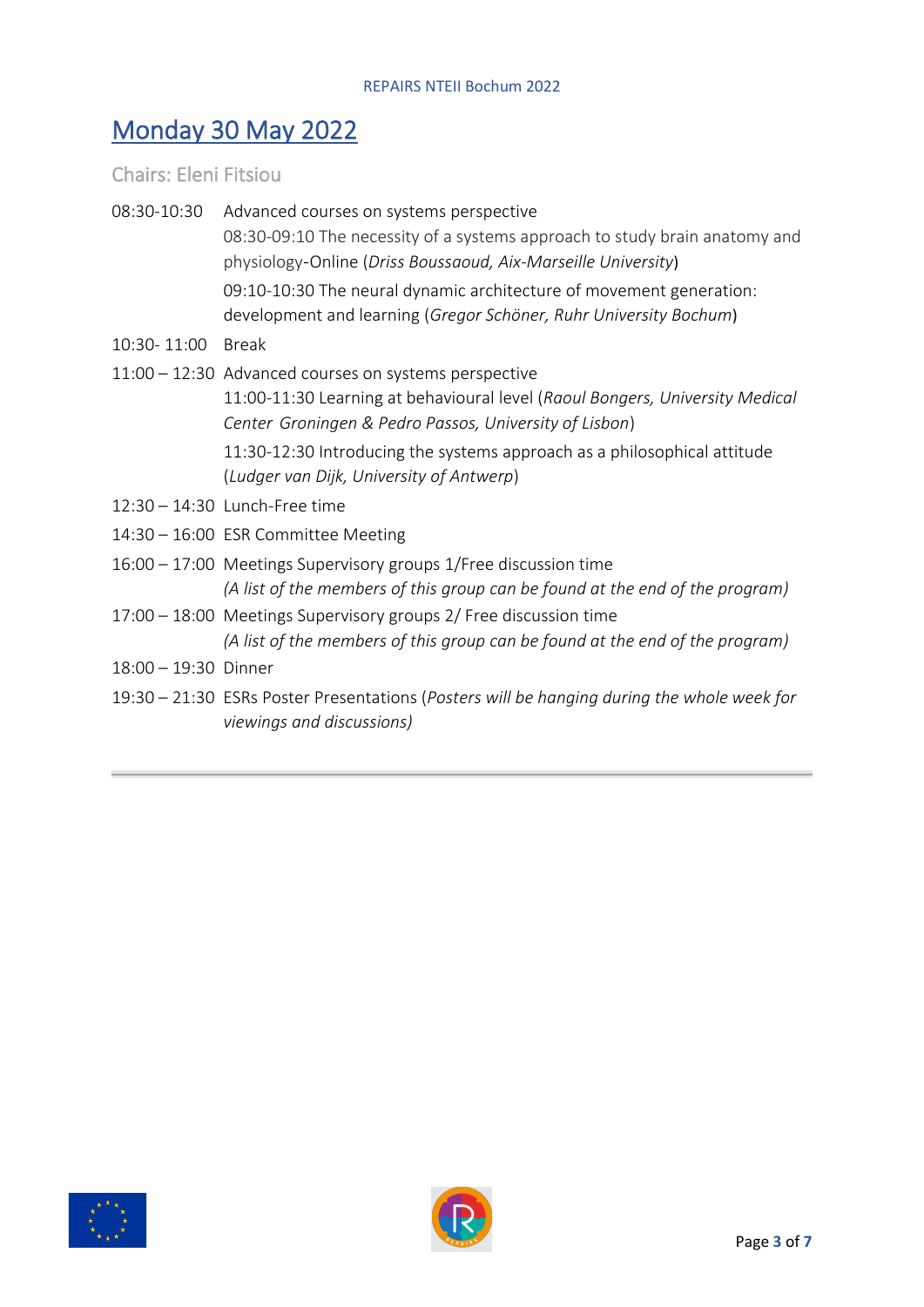## Monday 30 May 2022

Chairs: Eleni Fitsiou

08:30-10:30 Advanced courses on systems perspective

08:30-09:10 The necessity of a systems approach to study brain anatomy and physiology-Online (*Driss Boussaoud, Aix-Marseille University*)

09:10-10:30 The neural dynamic architecture of movement generation: development and learning (*Gregor Schöner, Ruhr University Bochum*)

10:30- 11:00 Break

11:00 – 12:30 Advanced courses on systems perspective

11:00-11:30 Learning at behavioural level (*Raoul Bongers, University Medical Center Groningen & Pedro Passos, University of Lisbon*)

11:30-12:30 Introducing the systems approach as a philosophical attitude (*Ludger van Dijk, University of Antwerp*)

12:30 – 14:30 Lunch-Free time

14:30 – 16:00 ESR Committee Meeting

16:00 – 17:00 Meetings Supervisory groups 1/Free discussion time

*(A list of the members of this group can be found at the end of the program)*

17:00 – 18:00 Meetings Supervisory groups 2/ Free discussion time

*(A list of the members of this group can be found at the end of the program)*

18:00 – 19:30 Dinner

19:30 – 21:30 ESRs Poster Presentations (*Posters will be hanging during the whole week for viewings and discussions)*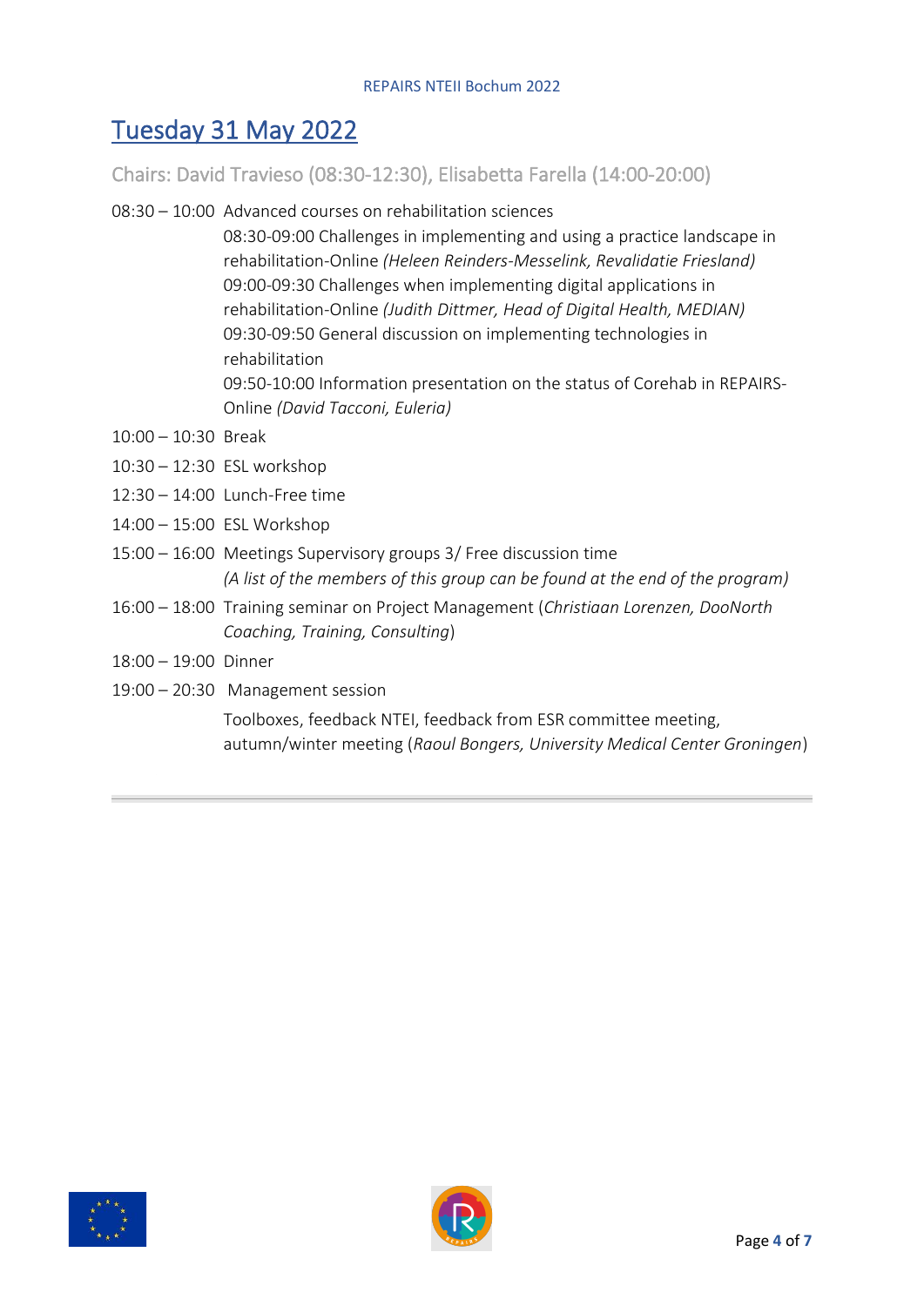# Tuesday 31 May 2022

Chairs: David Travieso (08:30-12:30), Elisabetta Farella (14:00-20:00)

08:30 – 10:00 Advanced courses on rehabilitation sciences

- 08:30-09:00 Challenges in implementing and using a practice landscape in rehabilitation-Online *(Heleen Reinders-Messelink, Revalidatie Friesland)*
- 09:00-09:30 Challenges when implementing digital applications in rehabilitation-Online *(Judith Dittmer, Head of Digital Health, MEDIAN)*
- 09:30-09:50 General discussion on implementing technologies in rehabilitation
- 09:50-10:00 Information presentation on the status of Corehab in REPAIRS-Online *(David Tacconi, Euleria)*

10:00 – 10:30 Break

10:30 – 12:30 ESL workshop

12:30 – 14:00 Lunch-Free time

14:00 – 15:00 ESL Workshop

15:00 – 16:00 Meetings Supervisory groups 3/ Free discussion time
*(A list of the members of this group can be found at the end of the program)*

16:00 – 18:00 Training seminar on Project Management (*Christiaan Lorenzen, DooNorth Coaching, Training, Consulting*)

18:00 – 19:00 Dinner

19:00 – 20:30 Management session

Toolboxes, feedback NTEI, feedback from ESR committee meeting, autumn/winter meeting (*Raoul Bongers, University Medical Center Groningen*)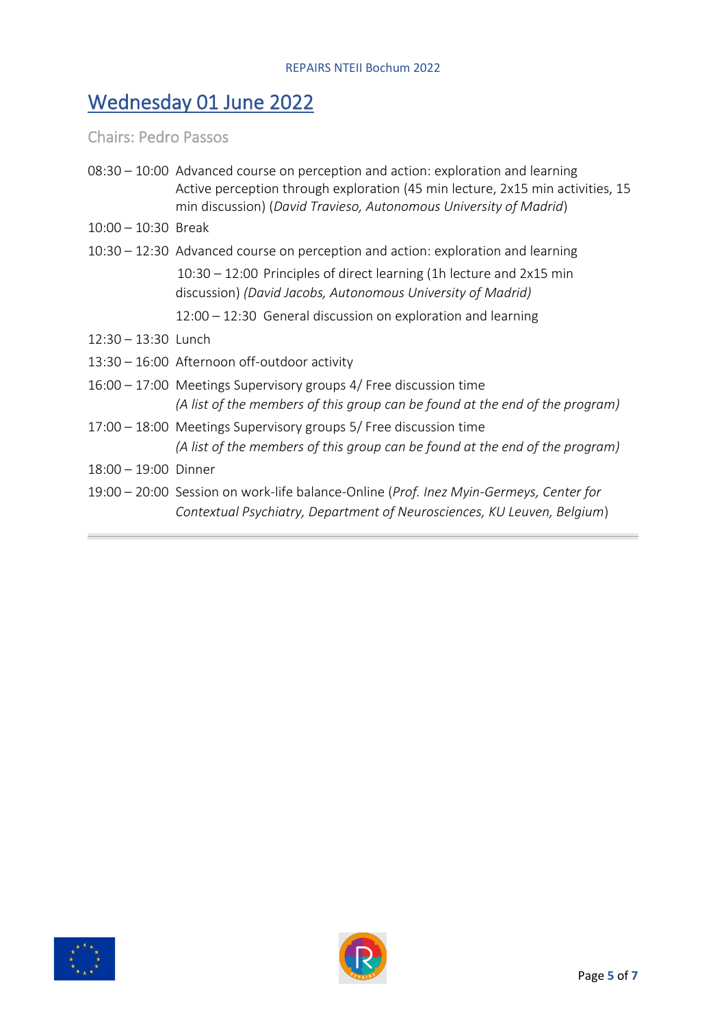## Wednesday 01 June 2022

Chairs: Pedro Passos

08:30 – 10:00 Advanced course on perception and action: exploration and learning
Active perception through exploration (45 min lecture, 2x15 min activities, 15 min discussion) (*David Travieso, Autonomous University of Madrid*)

10:00 – 10:30 Break

10:30 – 12:30 Advanced course on perception and action: exploration and learning

- 10:30 – 12:00 Principles of direct learning (1h lecture and 2x15 min discussion) *(David Jacobs, Autonomous University of Madrid)*
- 12:00 – 12:30 General discussion on exploration and learning

12:30 – 13:30 Lunch

13:30 – 16:00 Afternoon off-outdoor activity

16:00 – 17:00 Meetings Supervisory groups 4/ Free discussion time
*(A list of the members of this group can be found at the end of the program)*

17:00 – 18:00 Meetings Supervisory groups 5/ Free discussion time
*(A list of the members of this group can be found at the end of the program)*

18:00 – 19:00 Dinner

19:00 – 20:00 Session on work-life balance-Online (*Prof. Inez Myin-Germeys, Center for Contextual Psychiatry, Department of Neurosciences, KU Leuven, Belgium*)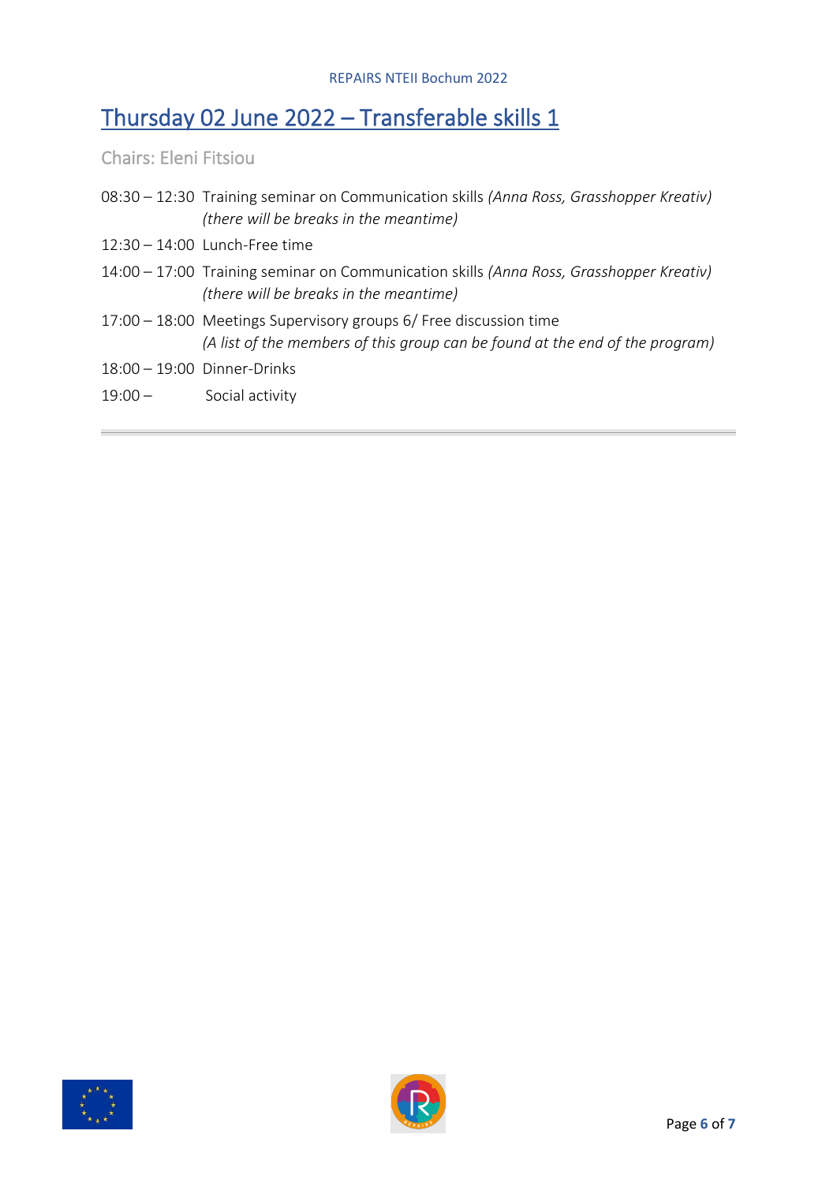## Thursday 02 June 2022 – Transferable skills 1

Chairs: Eleni Fitsiou

08:30 – 12:30 Training seminar on Communication skills *(Anna Ross, Grasshopper Kreativ)* *(there will be breaks in the meantime)*

12:30 – 14:00 Lunch-Free time

14:00 – 17:00 Training seminar on Communication skills *(Anna Ross, Grasshopper Kreativ)* *(there will be breaks in the meantime)*

17:00 – 18:00 Meetings Supervisory groups 6/ Free discussion time *(A list of the members of this group can be found at the end of the program)*

18:00 – 19:00 Dinner-Drinks

19:00 – Social activity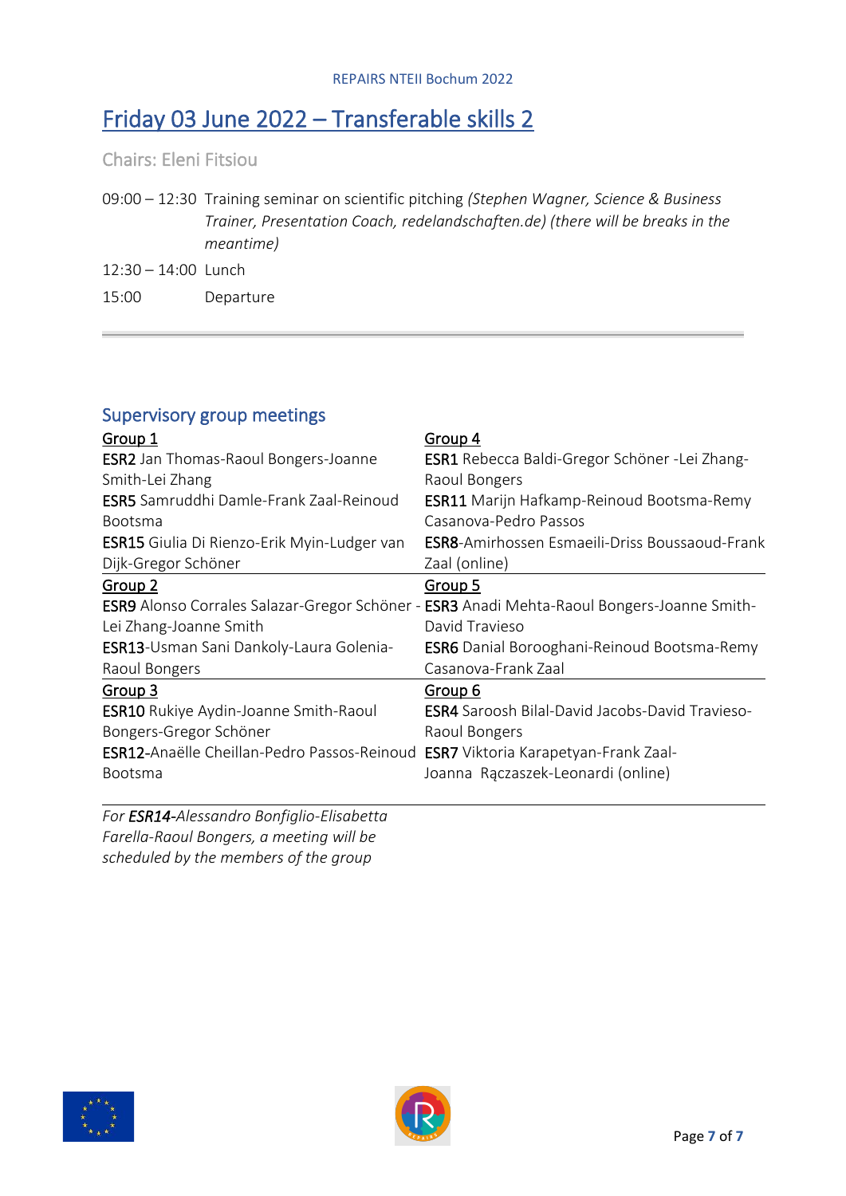## Friday 03 June 2022 – Transferable skills 2

Chairs: Eleni Fitsiou

09:00 – 12:30 Training seminar on scientific pitching *(Stephen Wagner, Science & Business Trainer, Presentation Coach, redelandschaften.de) (there will be breaks in the meantime)*

12:30 – 14:00 Lunch

15:00 Departure

---

## Supervisory group meetings

| | |
|---|---|
| **Group 1**<br>**ESR2** Jan Thomas-Raoul Bongers-Joanne Smith-Lei Zhang<br>**ESR5** Samruddhi Damle-Frank Zaal-Reinoud Bootsma<br>**ESR15** Giulia Di Rienzo-Erik Myin-Ludger van Dijk-Gregor Schöner | **Group 4**<br>**ESR1** Rebecca Baldi-Gregor Schöner -Lei Zhang-Raoul Bongers<br>**ESR11** Marijn Hafkamp-Reinoud Bootsma-Remy Casanova-Pedro Passos<br>**ESR8**-Amirhossen Esmaeili-Driss Boussaoud-Frank Zaal (online) |
| **Group 2**<br>**ESR9** Alonso Corrales Salazar-Gregor Schöner - Lei Zhang-Joanne Smith<br>**ESR13**-Usman Sani Dankoly-Laura Golenia-Raoul Bongers | **Group 5**<br>**ESR3** Anadi Mehta-Raoul Bongers-Joanne Smith-David Travieso<br>**ESR6** Danial Borooghani-Reinoud Bootsma-Remy Casanova-Frank Zaal |
| **Group 3**<br>**ESR10** Rukiye Aydin-Joanne Smith-Raoul Bongers-Gregor Schöner<br>**ESR12**-Anaëlle Cheillan-Pedro Passos-Reinoud Bootsma | **Group 6**<br>**ESR4** Saroosh Bilal-David Jacobs-David Travieso-Raoul Bongers<br>**ESR7** Viktoria Karapetyan-Frank Zaal-Joanna Rączaszek-Leonardi (online) |

*For **ESR14**-Alessandro Bonfiglio-Elisabetta Farella-Raoul Bongers, a meeting will be scheduled by the members of the group*